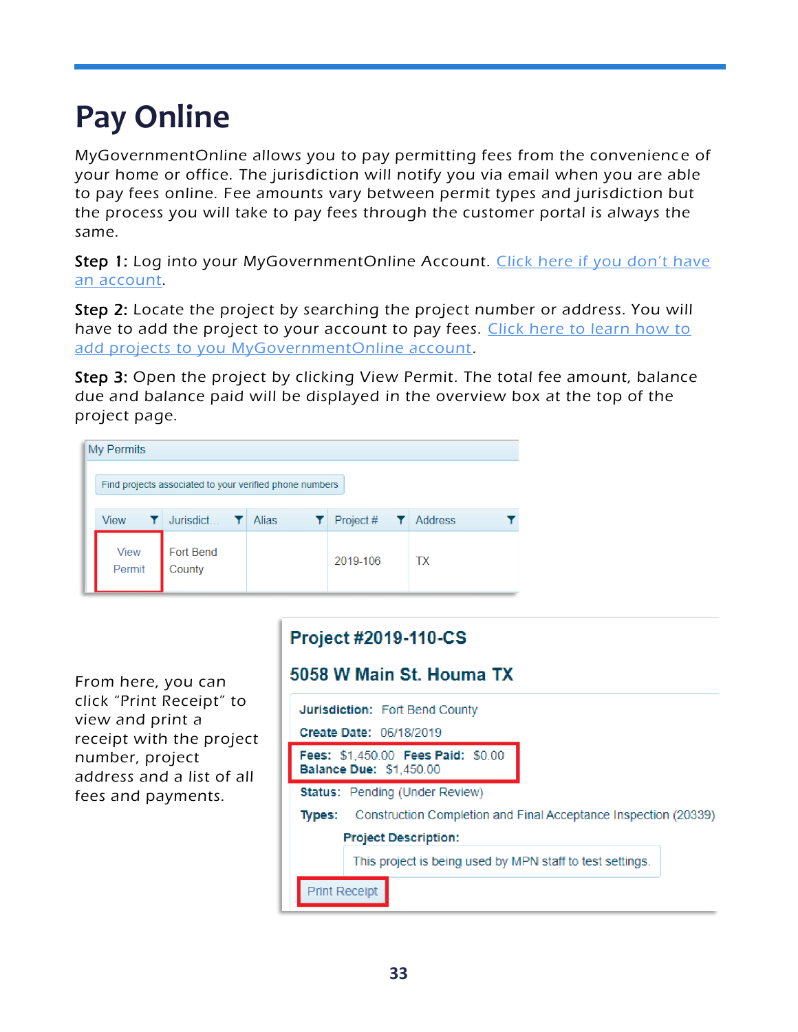# Pay Online

MyGovernmentOnline allows you to pay permitting fees from the convenience of your home or office. The jurisdiction will notify you via email when you are able to pay fees online. Fee amounts vary between permit types and jurisdiction but the process you will take to pay fees through the customer portal is always the same.

**Step 1:** Log into your MyGovernmentOnline Account. Click here if you don't have an account.

**Step 2:** Locate the project by searching the project number or address. You will have to add the project to your account to pay fees. Click here to learn how to add projects to you MyGovernmentOnline account.

**Step 3:** Open the project by clicking View Permit. The total fee amount, balance due and balance paid will be displayed in the overview box at the top of the project page.

My Permits

Find projects associated to your verified phone numbers

| View | Jurisdict... | Alias | Project # | Address |
|---|---|---|---|---|
| View Permit | Fort Bend County | | 2019-106 | TX |

From here, you can click "Print Receipt" to view and print a receipt with the project number, project address and a list of all fees and payments.

**Project #2019-110-CS**

**5058 W Main St. Houma TX**

**Jurisdiction:** Fort Bend County

**Create Date:** 06/18/2019

**Fees:** $1,450.00 **Fees Paid:** $0.00
**Balance Due:** $1,450.00

**Status:** Pending (Under Review)

**Types:** Construction Completion and Final Acceptance Inspection (20339)

**Project Description:**
This project is being used by MPN staff to test settings.

Print Receipt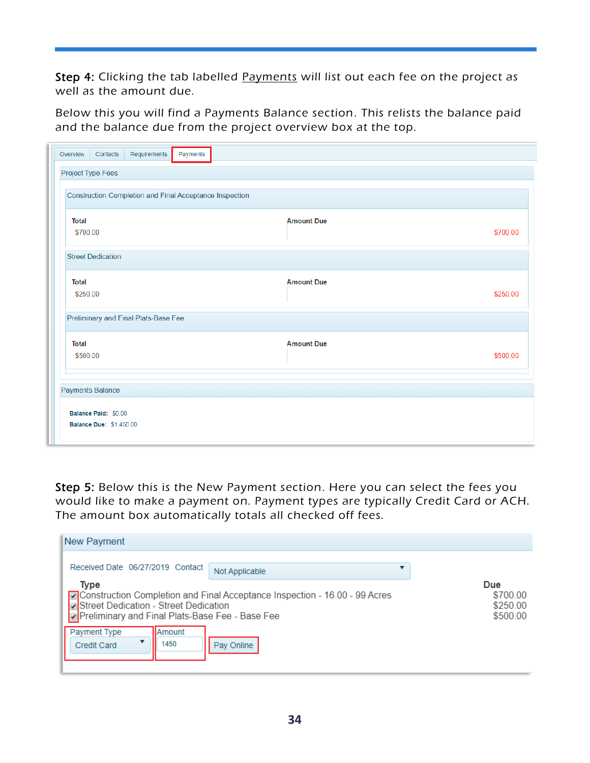**Step 4:** Clicking the tab labelled Payments will list out each fee on the project as well as the amount due.

Below this you will find a Payments Balance section. This relists the balance paid and the balance due from the project overview box at the top.

Overview | Contacts | Requirements | Payments

**Project Type Fees**

Construction Completion and Final Acceptance Inspection

| Total | Amount Due |
|---|---|
| $700.00 | $700.00 |

Street Dedication

| Total | Amount Due |
|---|---|
| $250.00 | $250.00 |

Preliminary and Final Plats-Base Fee

| Total | Amount Due |
|---|---|
| $500.00 | $500.00 |

**Payments Balance**

**Balance Paid:** $0.00
**Balance Due:** $1,450.00

**Step 5:** Below this is the New Payment section. Here you can select the fees you would like to make a payment on. Payment types are typically Credit Card or ACH. The amount box automatically totals all checked off fees.

**New Payment**

Received Date 06/27/2019 Contact: Not Applicable

| Type | Due |
|---|---|
| ☑ Construction Completion and Final Acceptance Inspection - 16.00 - 99 Acres | $700.00 |
| ☑ Street Dedication - Street Dedication | $250.00 |
| ☑ Preliminary and Final Plats-Base Fee - Base Fee | $500.00 |

Payment Type: Credit Card | Amount: 1450 | Pay Online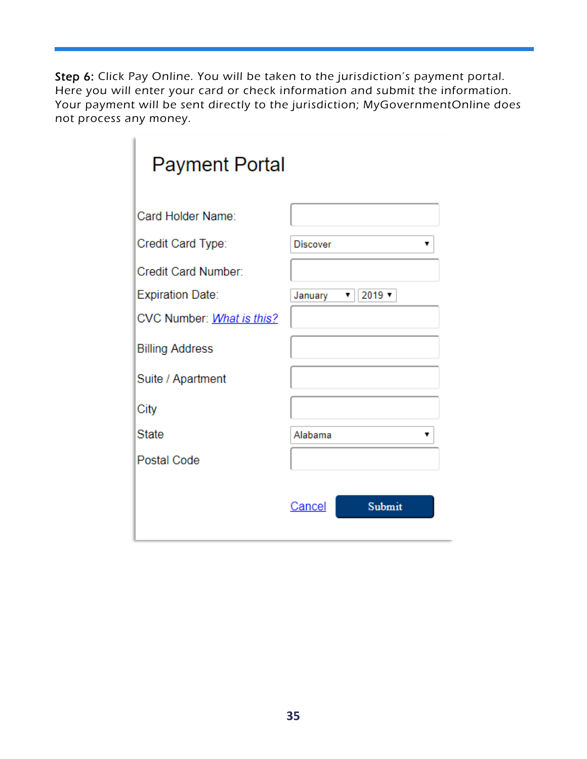**Step 6:** Click Pay Online. You will be taken to the jurisdiction's payment portal. Here you will enter your card or check information and submit the information. Your payment will be sent directly to the jurisdiction; MyGovernmentOnline does not process any money.

# Payment Portal

Card Holder Name:

Credit Card Type: Discover

Credit Card Number:

Expiration Date: January 2019

CVC Number: What is this?

Billing Address

Suite / Apartment

City

State: Alabama

Postal Code

Cancel Submit